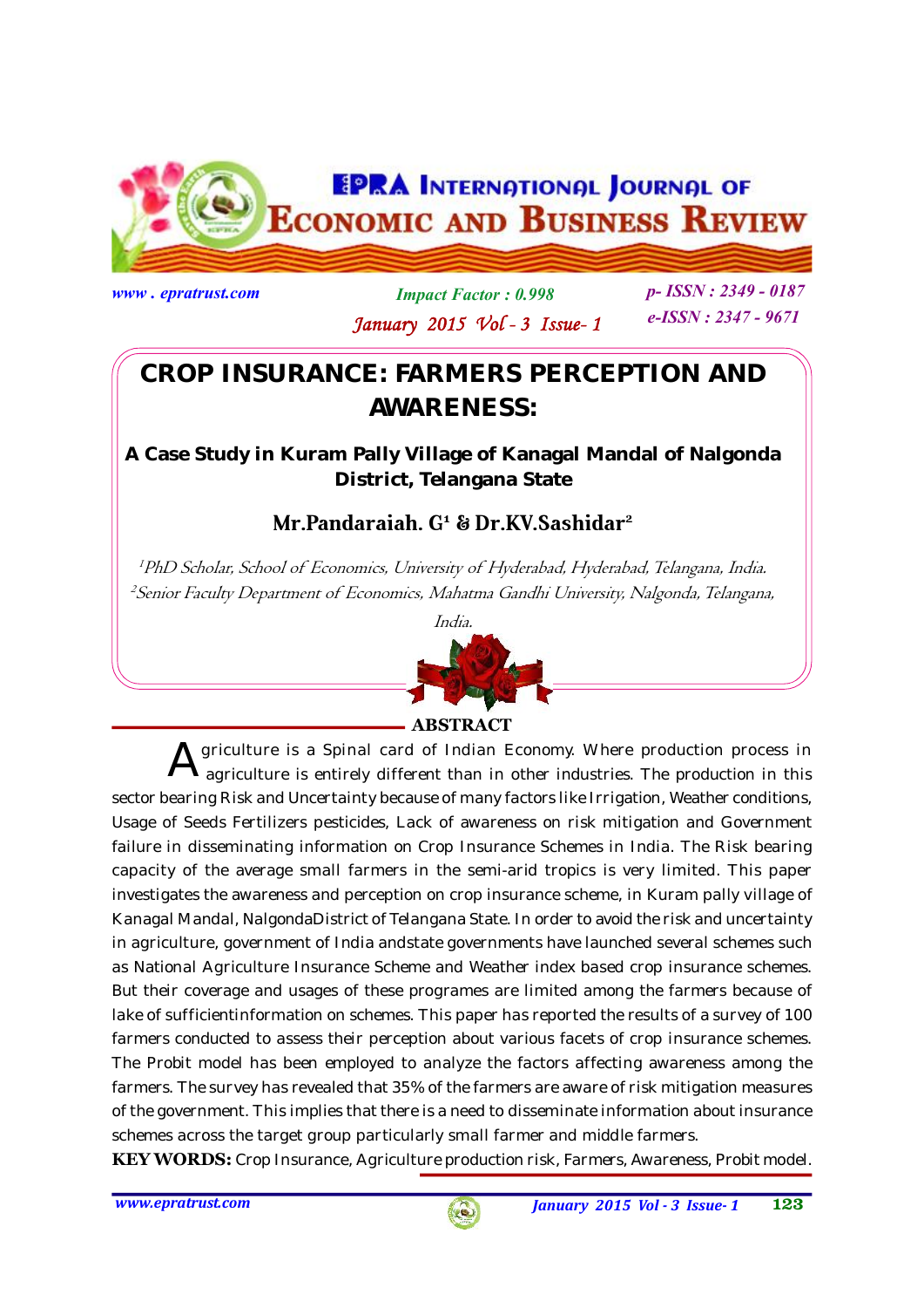# CROP INSURANCE: FARMERS PERCEPTION AND AWARENESS:

## A Case Study in Kuram Pally Village of Kanagal Mandal of Nalgonda District, Telangana State

**Mr.Pandaraiah. G[1] & Dr.KV.Sashidar[2]**

*[1]PhD Scholar, School of Economics, University of Hyderabad, Hyderabad, Telangana, India.*
*[2]Senior Faculty Department of Economics, Mahatma Gandhi University, Nalgonda, Telangana, India.*

## ABSTRACT

Agriculture is a Spinal card of Indian Economy. Where production process in agriculture is entirely different than in other industries. The production in this sector bearing Risk and Uncertainty because of many factors like Irrigation, Weather conditions, Usage of Seeds Fertilizers pesticides, Lack of awareness on risk mitigation and Government failure in disseminating information on Crop Insurance Schemes in India. The Risk bearing capacity of the average small farmers in the semi-arid tropics is very limited. This paper investigates the awareness and perception on crop insurance scheme, in Kuram pally village of Kanagal Mandal, NalgondaDistrict of Telangana State. In order to avoid the risk and uncertainty in agriculture, government of India andstate governments have launched several schemes such as National Agriculture Insurance Scheme and Weather index based crop insurance schemes. But their coverage and usages of these programes are limited among the farmers because of lake of sufficientinformation on schemes. This paper has reported the results of a survey of 100 farmers conducted to assess their perception about various facets of crop insurance schemes. The Probit model has been employed to analyze the factors affecting awareness among the farmers. The survey has revealed that 35% of the farmers are aware of risk mitigation measures of the government. This implies that there is a need to disseminate information about insurance schemes across the target group particularly small farmer and middle farmers.

**KEY WORDS:** Crop Insurance, Agriculture production risk, Farmers, Awareness, Probit model.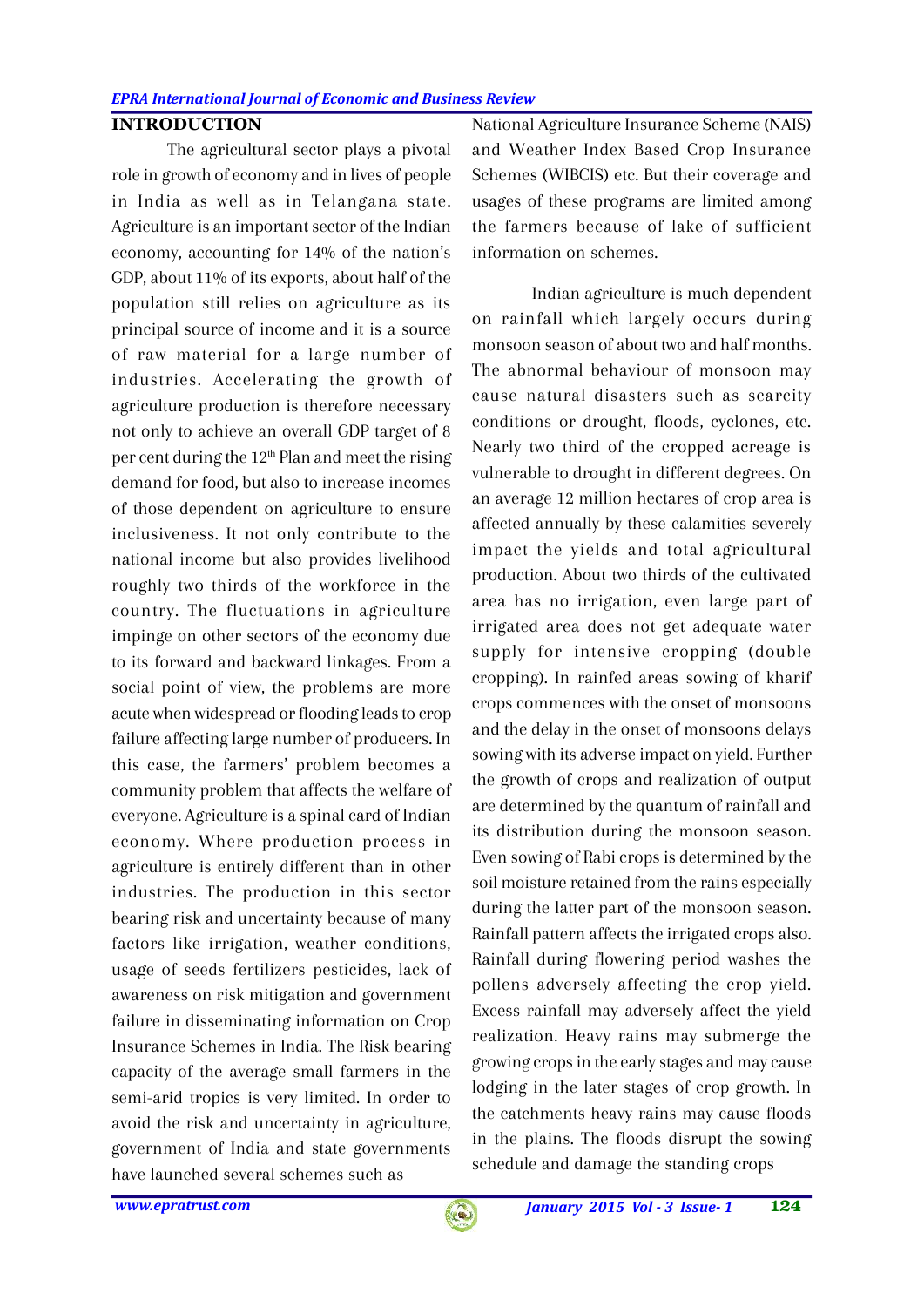## INTRODUCTION

The agricultural sector plays a pivotal role in growth of economy and in lives of people in India as well as in Telangana state. Agriculture is an important sector of the Indian economy, accounting for 14% of the nation's GDP, about 11% of its exports, about half of the population still relies on agriculture as its principal source of income and it is a source of raw material for a large number of industries. Accelerating the growth of agriculture production is therefore necessary not only to achieve an overall GDP target of 8 per cent during the 12th Plan and meet the rising demand for food, but also to increase incomes of those dependent on agriculture to ensure inclusiveness. It not only contribute to the national income but also provides livelihood roughly two thirds of the workforce in the country. The fluctuations in agriculture impinge on other sectors of the economy due to its forward and backward linkages. From a social point of view, the problems are more acute when widespread or flooding leads to crop failure affecting large number of producers. In this case, the farmers' problem becomes a community problem that affects the welfare of everyone. Agriculture is a spinal card of Indian economy. Where production process in agriculture is entirely different than in other industries. The production in this sector bearing risk and uncertainty because of many factors like irrigation, weather conditions, usage of seeds fertilizers pesticides, lack of awareness on risk mitigation and government failure in disseminating information on Crop Insurance Schemes in India. The Risk bearing capacity of the average small farmers in the semi-arid tropics is very limited. In order to avoid the risk and uncertainty in agriculture, government of India and state governments have launched several schemes such as National Agriculture Insurance Scheme (NAIS) and Weather Index Based Crop Insurance Schemes (WIBCIS) etc. But their coverage and usages of these programs are limited among the farmers because of lake of sufficient information on schemes.

Indian agriculture is much dependent on rainfall which largely occurs during monsoon season of about two and half months. The abnormal behaviour of monsoon may cause natural disasters such as scarcity conditions or drought, floods, cyclones, etc. Nearly two third of the cropped acreage is vulnerable to drought in different degrees. On an average 12 million hectares of crop area is affected annually by these calamities severely impact the yields and total agricultural production. About two thirds of the cultivated area has no irrigation, even large part of irrigated area does not get adequate water supply for intensive cropping (double cropping). In rainfed areas sowing of kharif crops commences with the onset of monsoons and the delay in the onset of monsoons delays sowing with its adverse impact on yield. Further the growth of crops and realization of output are determined by the quantum of rainfall and its distribution during the monsoon season. Even sowing of Rabi crops is determined by the soil moisture retained from the rains especially during the latter part of the monsoon season. Rainfall pattern affects the irrigated crops also. Rainfall during flowering period washes the pollens adversely affecting the crop yield. Excess rainfall may adversely affect the yield realization. Heavy rains may submerge the growing crops in the early stages and may cause lodging in the later stages of crop growth. In the catchments heavy rains may cause floods in the plains. The floods disrupt the sowing schedule and damage the standing crops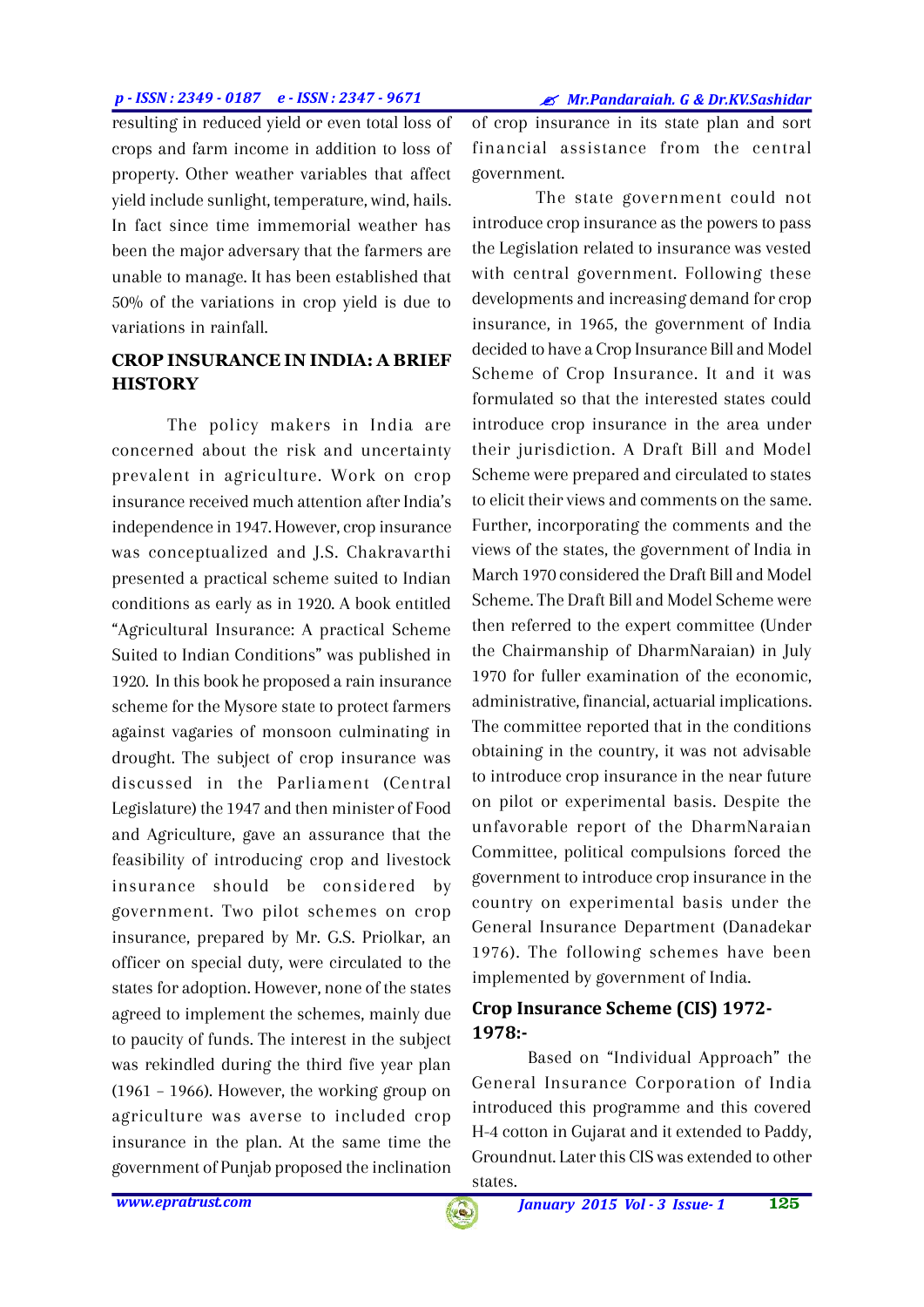resulting in reduced yield or even total loss of crops and farm income in addition to loss of property. Other weather variables that affect yield include sunlight, temperature, wind, hails. In fact since time immemorial weather has been the major adversary that the farmers are unable to manage. It has been established that 50% of the variations in crop yield is due to variations in rainfall.

## CROP INSURANCE IN INDIA: A BRIEF HISTORY

The policy makers in India are concerned about the risk and uncertainty prevalent in agriculture. Work on crop insurance received much attention after India's independence in 1947. However, crop insurance was conceptualized and J.S. Chakravarthi presented a practical scheme suited to Indian conditions as early as in 1920. A book entitled "Agricultural Insurance: A practical Scheme Suited to Indian Conditions" was published in 1920. In this book he proposed a rain insurance scheme for the Mysore state to protect farmers against vagaries of monsoon culminating in drought. The subject of crop insurance was discussed in the Parliament (Central Legislature) the 1947 and then minister of Food and Agriculture, gave an assurance that the feasibility of introducing crop and livestock insurance should be considered by government. Two pilot schemes on crop insurance, prepared by Mr. G.S. Priolkar, an officer on special duty, were circulated to the states for adoption. However, none of the states agreed to implement the schemes, mainly due to paucity of funds. The interest in the subject was rekindled during the third five year plan (1961 – 1966). However, the working group on agriculture was averse to included crop insurance in the plan. At the same time the government of Punjab proposed the inclination of crop insurance in its state plan and sort financial assistance from the central government.

The state government could not introduce crop insurance as the powers to pass the Legislation related to insurance was vested with central government. Following these developments and increasing demand for crop insurance, in 1965, the government of India decided to have a Crop Insurance Bill and Model Scheme of Crop Insurance. It and it was formulated so that the interested states could introduce crop insurance in the area under their jurisdiction. A Draft Bill and Model Scheme were prepared and circulated to states to elicit their views and comments on the same. Further, incorporating the comments and the views of the states, the government of India in March 1970 considered the Draft Bill and Model Scheme. The Draft Bill and Model Scheme were then referred to the expert committee (Under the Chairmanship of DharmNaraian) in July 1970 for fuller examination of the economic, administrative, financial, actuarial implications. The committee reported that in the conditions obtaining in the country, it was not advisable to introduce crop insurance in the near future on pilot or experimental basis. Despite the unfavorable report of the DharmNaraian Committee, political compulsions forced the government to introduce crop insurance in the country on experimental basis under the General Insurance Department (Danadekar 1976). The following schemes have been implemented by government of India.

### Crop Insurance Scheme (CIS) 1972-1978:-

Based on "Individual Approach" the General Insurance Corporation of India introduced this programme and this covered H-4 cotton in Gujarat and it extended to Paddy, Groundnut. Later this CIS was extended to other states.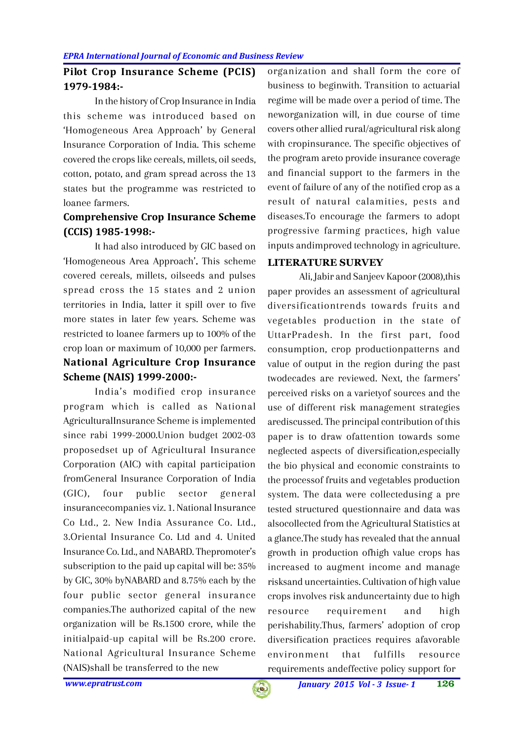## Pilot Crop Insurance Scheme (PCIS) 1979-1984:-

In the history of Crop Insurance in India this scheme was introduced based on 'Homogeneous Area Approach' by General Insurance Corporation of India. This scheme covered the crops like cereals, millets, oil seeds, cotton, potato, and gram spread across the 13 states but the programme was restricted to loanee farmers.

## Comprehensive Crop Insurance Scheme (CCIS) 1985-1998:-

It had also introduced by GIC based on 'Homogeneous Area Approach'. This scheme covered cereals, millets, oilseeds and pulses spread cross the 15 states and 2 union territories in India, latter it spill over to five more states in later few years. Scheme was restricted to loanee farmers up to 100% of the crop loan or maximum of 10,000 per farmers.

## National Agriculture Crop Insurance Scheme (NAIS) 1999-2000:-

India's modified crop insurance program which is called as National AgriculturalInsurance Scheme is implemented since rabi 1999-2000.Union budget 2002-03 proposedset up of Agricultural Insurance Corporation (AIC) with capital participation fromGeneral Insurance Corporation of India (GIC), four public sector general insurancecompanies viz. 1. National Insurance Co Ltd., 2. New India Assurance Co. Ltd., 3.Oriental Insurance Co. Ltd and 4. United Insurance Co. Ltd., and NABARD. Thepromoter's subscription to the paid up capital will be: 35% by GIC, 30% byNABARD and 8.75% each by the four public sector general insurance companies.The authorized capital of the new organization will be Rs.1500 crore, while the initialpaid-up capital will be Rs.200 crore. National Agricultural Insurance Scheme (NAIS)shall be transferred to the new organization and shall form the core of business to beginwith. Transition to actuarial regime will be made over a period of time. The neworganization will, in due course of time covers other allied rural/agricultural risk along with cropinsurance. The specific objectives of the program areto provide insurance coverage and financial support to the farmers in the event of failure of any of the notified crop as a result of natural calamities, pests and diseases.To encourage the farmers to adopt progressive farming practices, high value inputs andimproved technology in agriculture.

## LITERATURE SURVEY

Ali, Jabir and Sanjeev Kapoor (2008),this paper provides an assessment of agricultural diversificationtrends towards fruits and vegetables production in the state of UttarPradesh. In the first part, food consumption, crop productionpatterns and value of output in the region during the past twodecades are reviewed. Next, the farmers' perceived risks on a varietyof sources and the use of different risk management strategies arediscussed. The principal contribution of this paper is to draw ofattention towards some neglected aspects of diversification,especially the bio physical and economic constraints to the processof fruits and vegetables production system. The data were collectedusing a pre tested structured questionnaire and data was alsocollected from the Agricultural Statistics at a glance.The study has revealed that the annual growth in production ofhigh value crops has increased to augment income and manage risksand uncertainties. Cultivation of high value crops involves risk anduncertainty due to high resource requirement and high perishability.Thus, farmers' adoption of crop diversification practices requires afavorable environment that fulfills resource requirements andeffective policy support for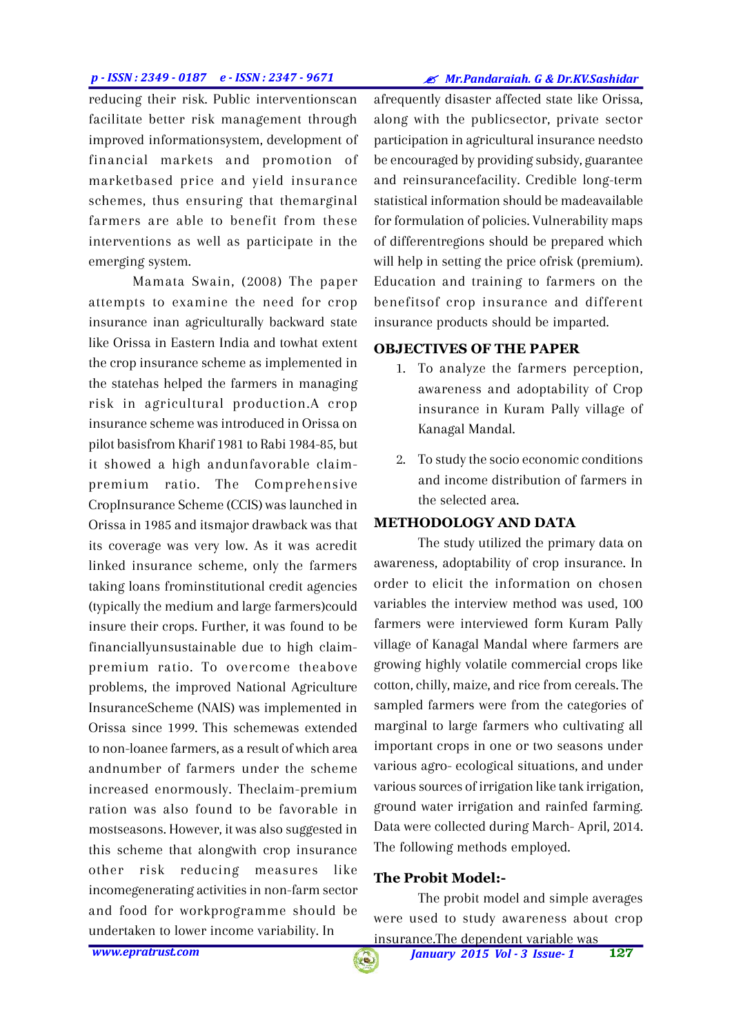reducing their risk. Public interventionscan facilitate better risk management through improved informationsystem, development of financial markets and promotion of marketbased price and yield insurance schemes, thus ensuring that themarginal farmers are able to benefit from these interventions as well as participate in the emerging system.

Mamata Swain, (2008) The paper attempts to examine the need for crop insurance inan agriculturally backward state like Orissa in Eastern India and towhat extent the crop insurance scheme as implemented in the statehas helped the farmers in managing risk in agricultural production.A crop insurance scheme was introduced in Orissa on pilot basisfrom Kharif 1981 to Rabi 1984-85, but it showed a high andunfavorable claim-premium ratio. The Comprehensive CropInsurance Scheme (CCIS) was launched in Orissa in 1985 and itsmajor drawback was that its coverage was very low. As it was acredit linked insurance scheme, only the farmers taking loans frominstitutional credit agencies (typically the medium and large farmers)could insure their crops. Further, it was found to be financiallyunsustainable due to high claim-premium ratio. To overcome theabove problems, the improved National Agriculture InsuranceScheme (NAIS) was implemented in Orissa since 1999. This schemewas extended to non-loanee farmers, as a result of which area andnumber of farmers under the scheme increased enormously. Theclaim-premium ration was also found to be favorable in mostseasons. However, it was also suggested in this scheme that alongwith crop insurance other risk reducing measures like incomegenerating activities in non-farm sector and food for workprogramme should be undertaken to lower income variability. In afrequently disaster affected state like Orissa, along with the publicsector, private sector participation in agricultural insurance needsto be encouraged by providing subsidy, guarantee and reinsurancefacility. Credible long-term statistical information should be madeavailable for formulation of policies. Vulnerability maps of differentregions should be prepared which will help in setting the price ofrisk (premium). Education and training to farmers on the benefitsof crop insurance and different insurance products should be imparted.

## OBJECTIVES OF THE PAPER

1. To analyze the farmers perception, awareness and adoptability of Crop insurance in Kuram Pally village of Kanagal Mandal.
2. To study the socio economic conditions and income distribution of farmers in the selected area.

## METHODOLOGY AND DATA

The study utilized the primary data on awareness, adoptability of crop insurance. In order to elicit the information on chosen variables the interview method was used, 100 farmers were interviewed form Kuram Pally village of Kanagal Mandal where farmers are growing highly volatile commercial crops like cotton, chilly, maize, and rice from cereals. The sampled farmers were from the categories of marginal to large farmers who cultivating all important crops in one or two seasons under various agro- ecological situations, and under various sources of irrigation like tank irrigation, ground water irrigation and rainfed farming. Data were collected during March- April, 2014. The following methods employed.

### The Probit Model:-

The probit model and simple averages were used to study awareness about crop insurance.The dependent variable was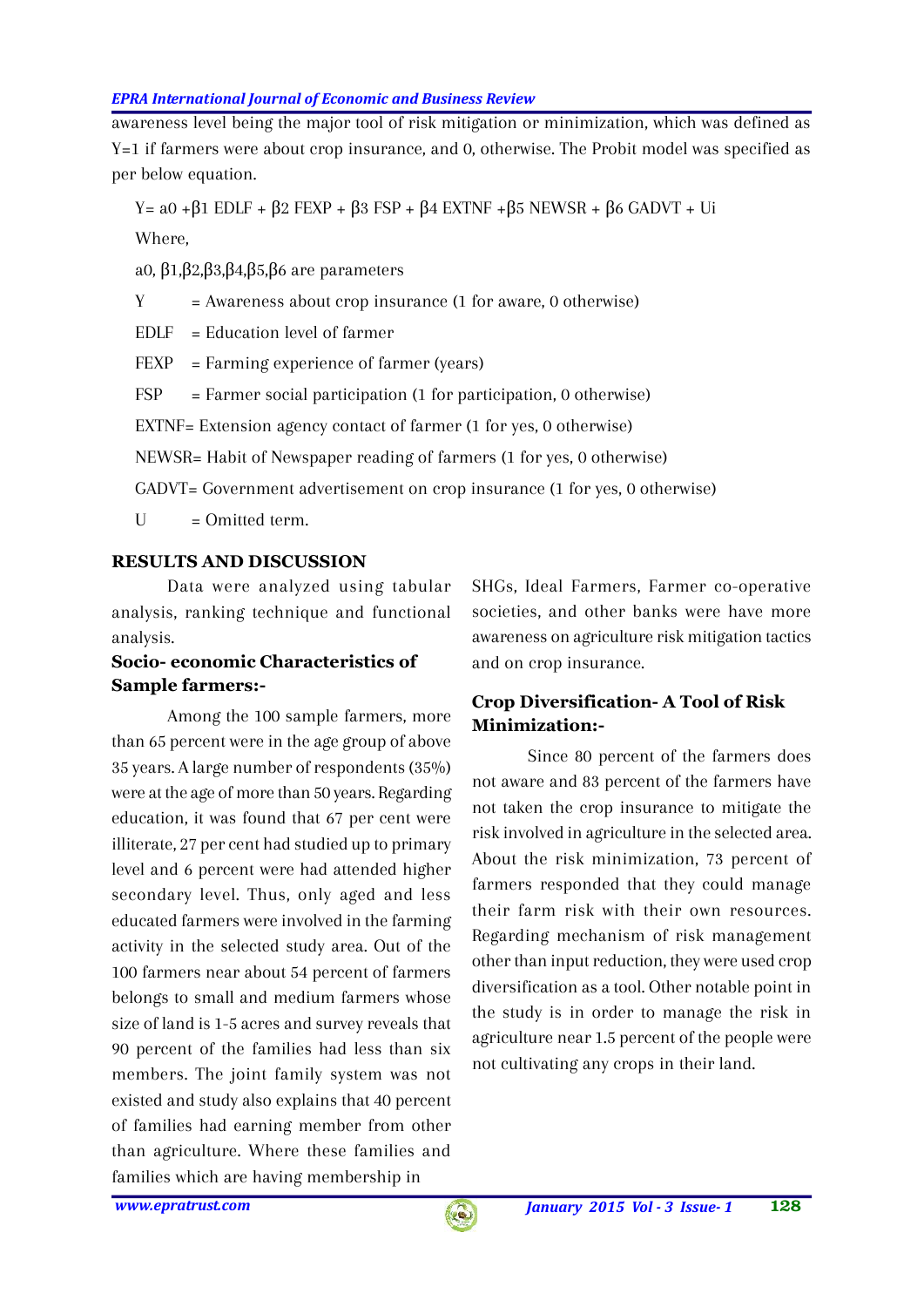awareness level being the major tool of risk mitigation or minimization, which was defined as Y=1 if farmers were about crop insurance, and 0, otherwise. The Probit model was specified as per below equation.

$$Y = a0 + \beta 1\ EDLF + \beta 2\ FEXP + \beta 3\ FSP + \beta 4\ EXTNF + \beta 5\ NEWSR + \beta 6\ GADVT + Ui$$

Where,

a0, β1,β2,β3,β4,β5,β6 are parameters

Y = Awareness about crop insurance (1 for aware, 0 otherwise)

EDLF = Education level of farmer

FEXP = Farming experience of farmer (years)

FSP = Farmer social participation (1 for participation, 0 otherwise)

EXTNF= Extension agency contact of farmer (1 for yes, 0 otherwise)

NEWSR= Habit of Newspaper reading of farmers (1 for yes, 0 otherwise)

GADVT= Government advertisement on crop insurance (1 for yes, 0 otherwise)

U = Omitted term.

## RESULTS AND DISCUSSION

Data were analyzed using tabular analysis, ranking technique and functional analysis.

### Socio- economic Characteristics of Sample farmers:-

Among the 100 sample farmers, more than 65 percent were in the age group of above 35 years. A large number of respondents (35%) were at the age of more than 50 years. Regarding education, it was found that 67 per cent were illiterate, 27 per cent had studied up to primary level and 6 percent were had attended higher secondary level. Thus, only aged and less educated farmers were involved in the farming activity in the selected study area. Out of the 100 farmers near about 54 percent of farmers belongs to small and medium farmers whose size of land is 1-5 acres and survey reveals that 90 percent of the families had less than six members. The joint family system was not existed and study also explains that 40 percent of families had earning member from other than agriculture. Where these families and families which are having membership in SHGs, Ideal Farmers, Farmer co-operative societies, and other banks were have more awareness on agriculture risk mitigation tactics and on crop insurance.

### Crop Diversification- A Tool of Risk Minimization:-

Since 80 percent of the farmers does not aware and 83 percent of the farmers have not taken the crop insurance to mitigate the risk involved in agriculture in the selected area. About the risk minimization, 73 percent of farmers responded that they could manage their farm risk with their own resources. Regarding mechanism of risk management other than input reduction, they were used crop diversification as a tool. Other notable point in the study is in order to manage the risk in agriculture near 1.5 percent of the people were not cultivating any crops in their land.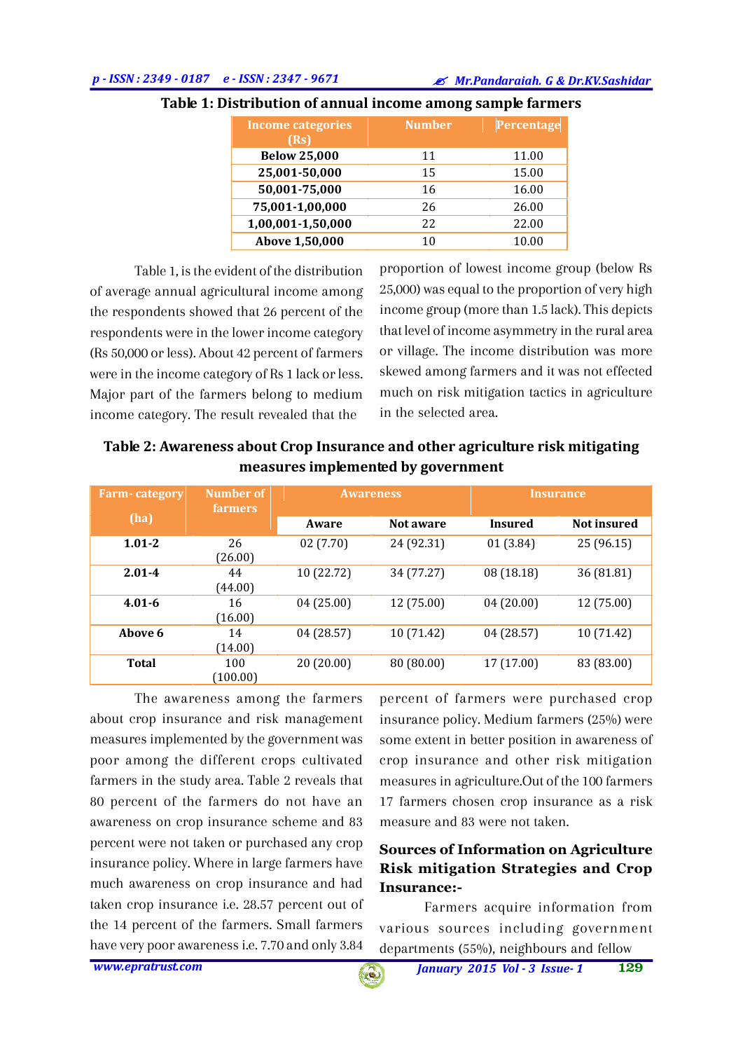**Table 1: Distribution of annual income among sample farmers**

| Income categories (Rs) | Number | Percentage |
|---|---|---|
| **Below 25,000** | 11 | 11.00 |
| **25,001-50,000** | 15 | 15.00 |
| **50,001-75,000** | 16 | 16.00 |
| **75,001-1,00,000** | 26 | 26.00 |
| **1,00,001-1,50,000** | 22 | 22.00 |
| **Above 1,50,000** | 10 | 10.00 |

Table 1, is the evident of the distribution of average annual agricultural income among the respondents showed that 26 percent of the respondents were in the lower income category (Rs 50,000 or less). About 42 percent of farmers were in the income category of Rs 1 lack or less. Major part of the farmers belong to medium income category. The result revealed that the proportion of lowest income group (below Rs 25,000) was equal to the proportion of very high income group (more than 1.5 lack). This depicts that level of income asymmetry in the rural area or village. The income distribution was more skewed among farmers and it was not effected much on risk mitigation tactics in agriculture in the selected area.

**Table 2: Awareness about Crop Insurance and other agriculture risk mitigating measures implemented by government**

| Farm- category (ha) | Number of farmers | Awareness | | Insurance | |
|---|---|---|---|---|---|
| | | **Aware** | **Not aware** | **Insured** | **Not insured** |
| **1.01-2** | 26 (26.00) | 02 (7.70) | 24 (92.31) | 01 (3.84) | 25 (96.15) |
| **2.01-4** | 44 (44.00) | 10 (22.72) | 34 (77.27) | 08 (18.18) | 36 (81.81) |
| **4.01-6** | 16 (16.00) | 04 (25.00) | 12 (75.00) | 04 (20.00) | 12 (75.00) |
| **Above 6** | 14 (14.00) | 04 (28.57) | 10 (71.42) | 04 (28.57) | 10 (71.42) |
| **Total** | 100 (100.00) | 20 (20.00) | 80 (80.00) | 17 (17.00) | 83 (83.00) |

The awareness among the farmers about crop insurance and risk management measures implemented by the government was poor among the different crops cultivated farmers in the study area. Table 2 reveals that 80 percent of the farmers do not have an awareness on crop insurance scheme and 83 percent were not taken or purchased any crop insurance policy. Where in large farmers have much awareness on crop insurance and had taken crop insurance i.e. 28.57 percent out of the 14 percent of the farmers. Small farmers have very poor awareness i.e. 7.70 and only 3.84 percent of farmers were purchased crop insurance policy. Medium farmers (25%) were some extent in better position in awareness of crop insurance and other risk mitigation measures in agriculture.Out of the 100 farmers 17 farmers chosen crop insurance as a risk measure and 83 were not taken.

## Sources of Information on Agriculture Risk mitigation Strategies and Crop Insurance:-

Farmers acquire information from various sources including government departments (55%), neighbours and fellow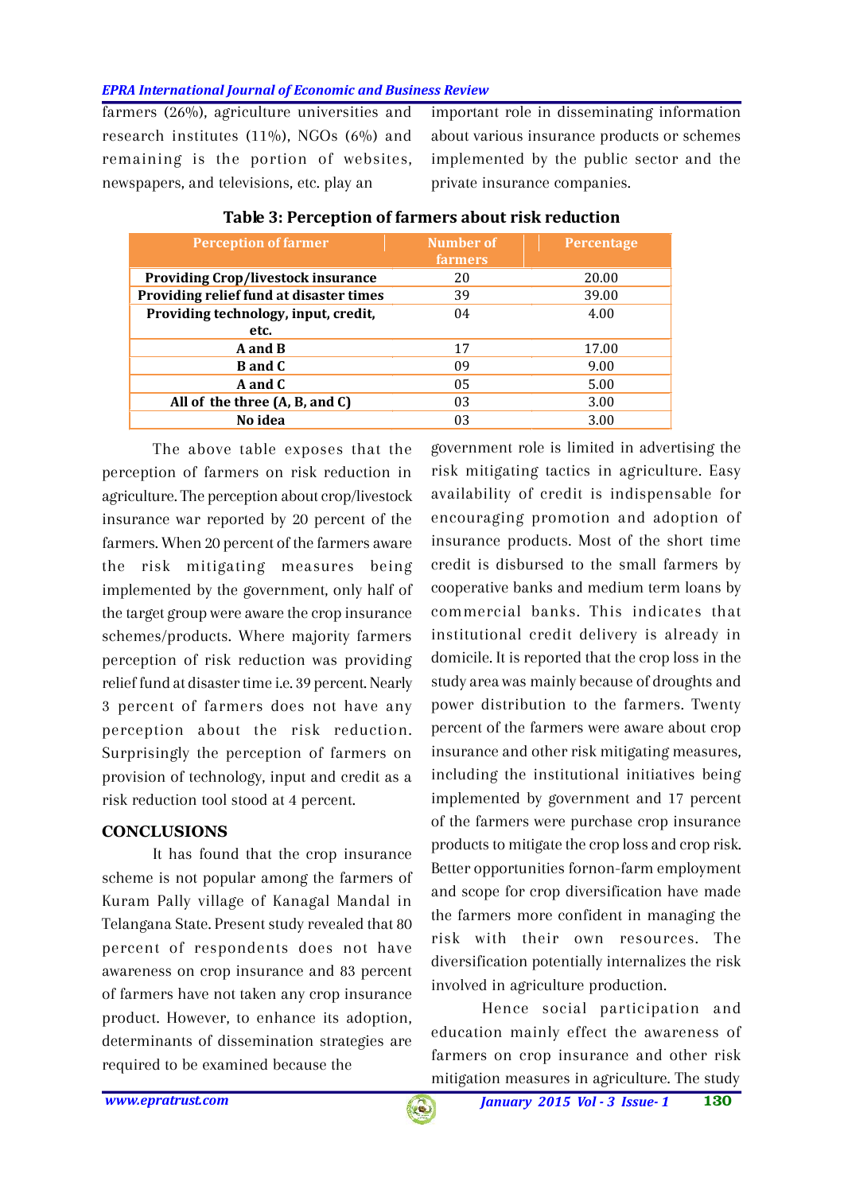farmers (26%), agriculture universities and research institutes (11%), NGOs (6%) and remaining is the portion of websites, newspapers, and televisions, etc. play an important role in disseminating information about various insurance products or schemes implemented by the public sector and the private insurance companies.

**Table 3: Perception of farmers about risk reduction**

| Perception of farmer | Number of farmers | Percentage |
|---|---|---|
| **Providing Crop/livestock insurance** | 20 | 20.00 |
| **Providing relief fund at disaster times** | 39 | 39.00 |
| **Providing technology, input, credit, etc.** | 04 | 4.00 |
| **A and B** | 17 | 17.00 |
| **B and C** | 09 | 9.00 |
| **A and C** | 05 | 5.00 |
| **All of the three (A, B, and C)** | 03 | 3.00 |
| **No idea** | 03 | 3.00 |

The above table exposes that the perception of farmers on risk reduction in agriculture. The perception about crop/livestock insurance war reported by 20 percent of the farmers. When 20 percent of the farmers aware the risk mitigating measures being implemented by the government, only half of the target group were aware the crop insurance schemes/products. Where majority farmers perception of risk reduction was providing relief fund at disaster time i.e. 39 percent. Nearly 3 percent of farmers does not have any perception about the risk reduction. Surprisingly the perception of farmers on provision of technology, input and credit as a risk reduction tool stood at 4 percent.

## CONCLUSIONS

It has found that the crop insurance scheme is not popular among the farmers of Kuram Pally village of Kanagal Mandal in Telangana State. Present study revealed that 80 percent of respondents does not have awareness on crop insurance and 83 percent of farmers have not taken any crop insurance product. However, to enhance its adoption, determinants of dissemination strategies are required to be examined because the government role is limited in advertising the risk mitigating tactics in agriculture. Easy availability of credit is indispensable for encouraging promotion and adoption of insurance products. Most of the short time credit is disbursed to the small farmers by cooperative banks and medium term loans by commercial banks. This indicates that institutional credit delivery is already in domicile. It is reported that the crop loss in the study area was mainly because of droughts and power distribution to the farmers. Twenty percent of the farmers were aware about crop insurance and other risk mitigating measures, including the institutional initiatives being implemented by government and 17 percent of the farmers were purchase crop insurance products to mitigate the crop loss and crop risk. Better opportunities fornon-farm employment and scope for crop diversification have made the farmers more confident in managing the risk with their own resources. The diversification potentially internalizes the risk involved in agriculture production.

Hence social participation and education mainly effect the awareness of farmers on crop insurance and other risk mitigation measures in agriculture. The study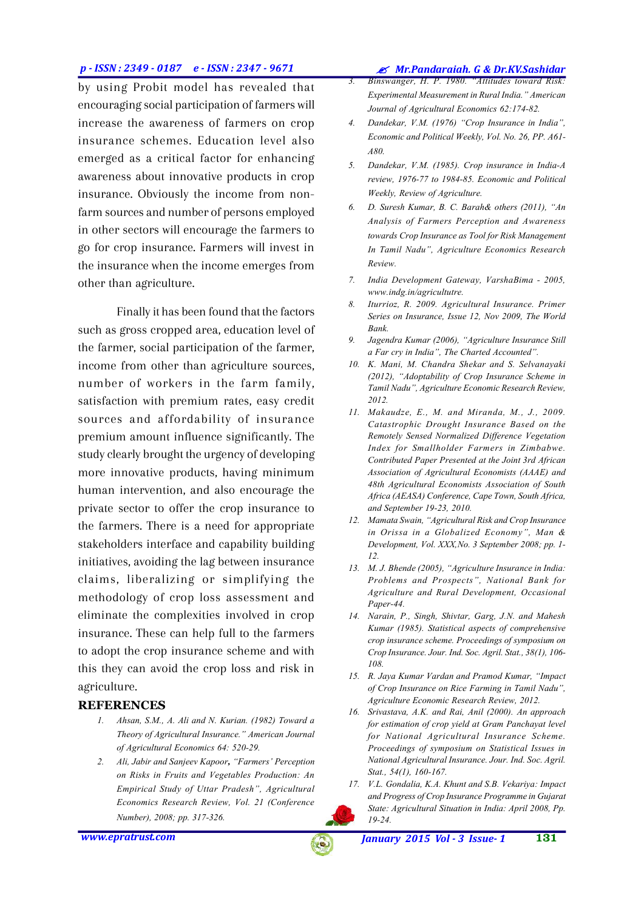by using Probit model has revealed that encouraging social participation of farmers will increase the awareness of farmers on crop insurance schemes. Education level also emerged as a critical factor for enhancing awareness about innovative products in crop insurance. Obviously the income from non-farm sources and number of persons employed in other sectors will encourage the farmers to go for crop insurance. Farmers will invest in the insurance when the income emerges from other than agriculture.

Finally it has been found that the factors such as gross cropped area, education level of the farmer, social participation of the farmer, income from other than agriculture sources, number of workers in the farm family, satisfaction with premium rates, easy credit sources and affordability of insurance premium amount influence significantly. The study clearly brought the urgency of developing more innovative products, having minimum human intervention, and also encourage the private sector to offer the crop insurance to the farmers. There is a need for appropriate stakeholders interface and capability building initiatives, avoiding the lag between insurance claims, liberalizing or simplifying the methodology of crop loss assessment and eliminate the complexities involved in crop insurance. These can help full to the farmers to adopt the crop insurance scheme and with this they can avoid the crop loss and risk in agriculture.

## REFERENCES

1. *Ahsan, S.M., A. Ali and N. Kurian. (1982) Toward a Theory of Agricultural Insurance." American Journal of Agricultural Economics 64: 520-29.*
2. *Ali, Jabir and Sanjeev Kapoor, "Farmers' Perception on Risks in Fruits and Vegetables Production: An Empirical Study of Uttar Pradesh", Agricultural Economics Research Review, Vol. 21 (Conference Number), 2008; pp. 317-326.*
3. *Binswanger, H. P. 1980. "Attitudes toward Risk: Experimental Measurement in Rural India." American Journal of Agricultural Economics 62:174-82.*
4. *Dandekar, V.M. (1976) "Crop Insurance in India", Economic and Political Weekly, Vol. No. 26, PP. A61-A80.*
5. *Dandekar, V.M. (1985). Crop insurance in India-A review, 1976-77 to 1984-85. Economic and Political Weekly, Review of Agriculture.*
6. *D. Suresh Kumar, B. C. Barah& others (2011), "An Analysis of Farmers Perception and Awareness towards Crop Insurance as Tool for Risk Management In Tamil Nadu", Agriculture Economics Research Review.*
7. *India Development Gateway, VarshaBima - 2005, www.indg.in/agricultutre.*
8. *Iturrioz, R. 2009. Agricultural Insurance. Primer Series on Insurance, Issue 12, Nov 2009, The World Bank.*
9. *Jagendra Kumar (2006), "Agriculture Insurance Still a Far cry in India", The Charted Accounted".*
10. *K. Mani, M. Chandra Shekar and S. Selvanayaki (2012), "Adoptability of Crop Insurance Scheme in Tamil Nadu", Agriculture Economic Research Review, 2012.*
11. *Makaudze, E., M. and Miranda, M., J., 2009. Catastrophic Drought Insurance Based on the Remotely Sensed Normalized Difference Vegetation Index for Smallholder Farmers in Zimbabwe. Contributed Paper Presented at the Joint 3rd African Association of Agricultural Economists (AAAE) and 48th Agricultural Economists Association of South Africa (AEASA) Conference, Cape Town, South Africa, and September 19-23, 2010.*
12. *Mamata Swain, "Agricultural Risk and Crop Insurance in Orissa in a Globalized Economy", Man & Development, Vol. XXX,No. 3 September 2008; pp. 1-12.*
13. *M. J. Bhende (2005), "Agriculture Insurance in India: Problems and Prospects", National Bank for Agriculture and Rural Development, Occasional Paper-44.*
14. *Narain, P., Singh, Shivtar, Garg, J.N. and Mahesh Kumar (1985). Statistical aspects of comprehensive crop insurance scheme. Proceedings of symposium on Crop Insurance. Jour. Ind. Soc. Agril. Stat., 38(1), 106-108.*
15. *R. Jaya Kumar Vardan and Pramod Kumar, "Impact of Crop Insurance on Rice Farming in Tamil Nadu", Agriculture Economic Research Review, 2012.*
16. *Srivastava, A.K. and Rai, Anil (2000). An approach for estimation of crop yield at Gram Panchayat level for National Agricultural Insurance Scheme. Proceedings of symposium on Statistical Issues in National Agricultural Insurance. Jour. Ind. Soc. Agril. Stat., 54(1), 160-167.*
17. *V.L. Gondalia, K.A. Khunt and S.B. Vekariya: Impact and Progress of Crop Insurance Programme in Gujarat State: Agricultural Situation in India: April 2008, Pp. 19-24.*